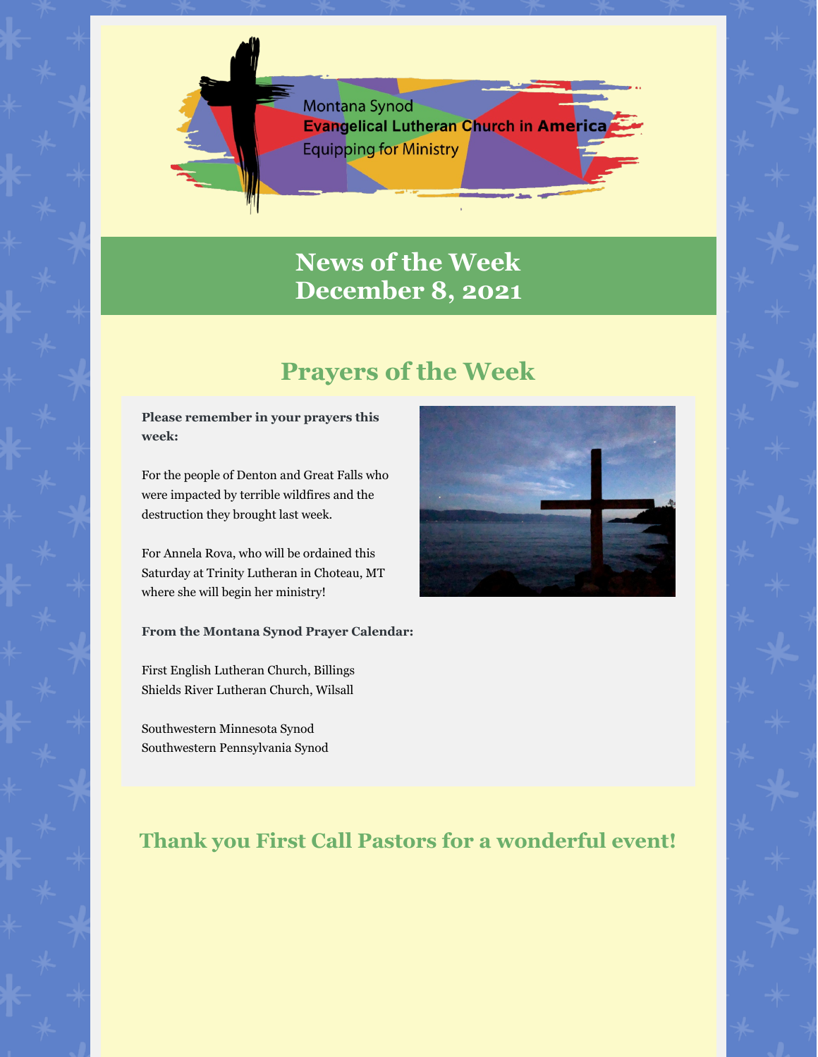Montana Synod
**Evangelical Lutheran Church in America**
Equipping for Ministry

# News of the Week
# December 8, 2021

## Prayers of the Week

**Please remember in your prayers this week:**

For the people of Denton and Great Falls who were impacted by terrible wildfires and the destruction they brought last week.

For Annela Rova, who will be ordained this Saturday at Trinity Lutheran in Choteau, MT where she will begin her ministry!

**From the Montana Synod Prayer Calendar:**

First English Lutheran Church, Billings
Shields River Lutheran Church, Wilsall

Southwestern Minnesota Synod
Southwestern Pennsylvania Synod

## Thank you First Call Pastors for a wonderful event!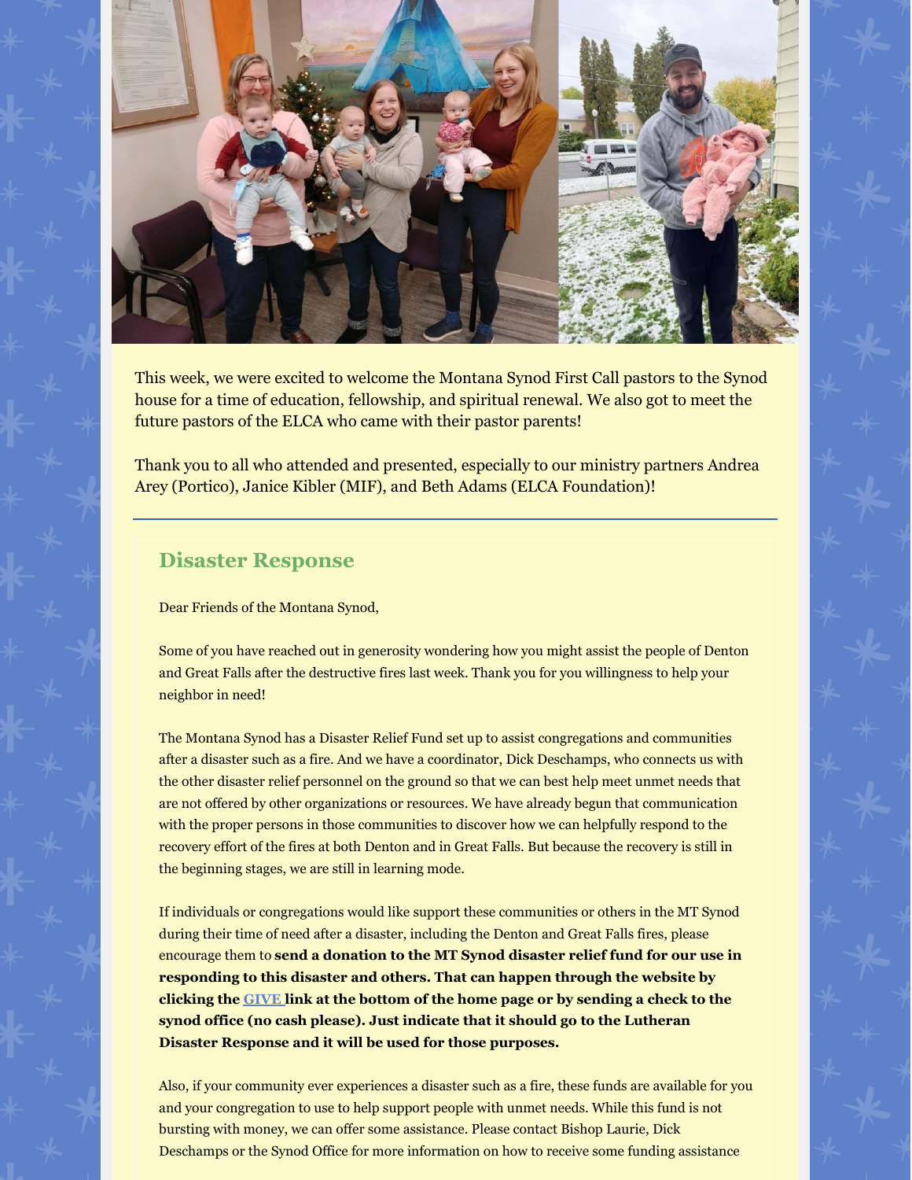This week, we were excited to welcome the Montana Synod First Call pastors to the Synod house for a time of education, fellowship, and spiritual renewal. We also got to meet the future pastors of the ELCA who came with their pastor parents!

Thank you to all who attended and presented, especially to our ministry partners Andrea Arey (Portico), Janice Kibler (MIF), and Beth Adams (ELCA Foundation)!

---

## Disaster Response

Dear Friends of the Montana Synod,

Some of you have reached out in generosity wondering how you might assist the people of Denton and Great Falls after the destructive fires last week. Thank you for you willingness to help your neighbor in need!

The Montana Synod has a Disaster Relief Fund set up to assist congregations and communities after a disaster such as a fire. And we have a coordinator, Dick Deschamps, who connects us with the other disaster relief personnel on the ground so that we can best help meet unmet needs that are not offered by other organizations or resources. We have already begun that communication with the proper persons in those communities to discover how we can helpfully respond to the recovery effort of the fires at both Denton and in Great Falls. But because the recovery is still in the beginning stages, we are still in learning mode.

If individuals or congregations would like support these communities or others in the MT Synod during their time of need after a disaster, including the Denton and Great Falls fires, please encourage them to **send a donation to the MT Synod disaster relief fund for our use in responding to this disaster and others. That can happen through the website by clicking the GIVE link at the bottom of the home page or by sending a check to the synod office (no cash please). Just indicate that it should go to the Lutheran Disaster Response and it will be used for those purposes.**

Also, if your community ever experiences a disaster such as a fire, these funds are available for you and your congregation to use to help support people with unmet needs. While this fund is not bursting with money, we can offer some assistance. Please contact Bishop Laurie, Dick Deschamps or the Synod Office for more information on how to receive some funding assistance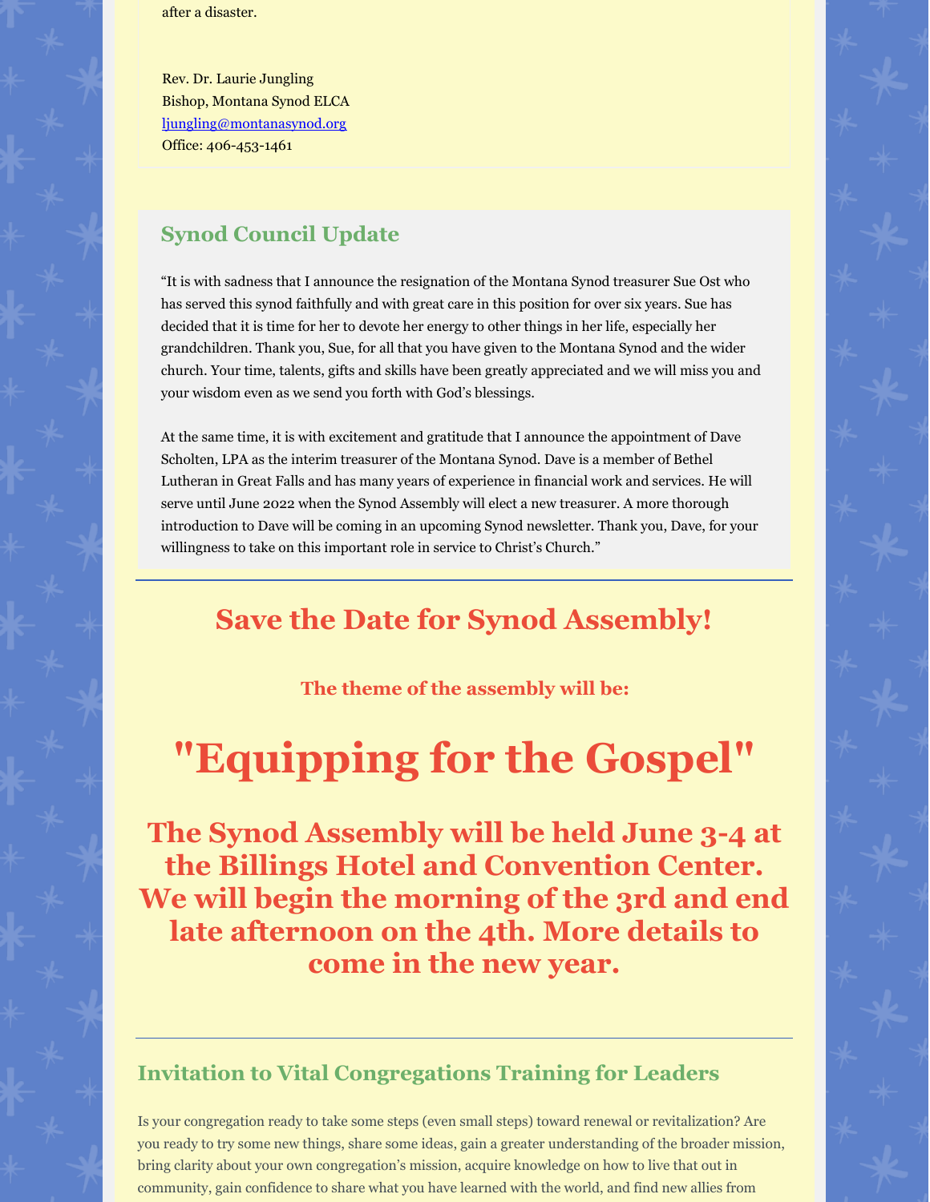after a disaster.

Rev. Dr. Laurie Jungling
Bishop, Montana Synod ELCA
ljungling@montanasynod.org
Office: 406-453-1461

## Synod Council Update

"It is with sadness that I announce the resignation of the Montana Synod treasurer Sue Ost who has served this synod faithfully and with great care in this position for over six years. Sue has decided that it is time for her to devote her energy to other things in her life, especially her grandchildren. Thank you, Sue, for all that you have given to the Montana Synod and the wider church. Your time, talents, gifts and skills have been greatly appreciated and we will miss you and your wisdom even as we send you forth with God's blessings.

At the same time, it is with excitement and gratitude that I announce the appointment of Dave Scholten, LPA as the interim treasurer of the Montana Synod. Dave is a member of Bethel Lutheran in Great Falls and has many years of experience in financial work and services. He will serve until June 2022 when the Synod Assembly will elect a new treasurer. A more thorough introduction to Dave will be coming in an upcoming Synod newsletter. Thank you, Dave, for your willingness to take on this important role in service to Christ's Church."

## Save the Date for Synod Assembly!

### The theme of the assembly will be:

# "Equipping for the Gospel"

## The Synod Assembly will be held June 3-4 at the Billings Hotel and Convention Center. We will begin the morning of the 3rd and end late afternoon on the 4th. More details to come in the new year.

## Invitation to Vital Congregations Training for Leaders

Is your congregation ready to take some steps (even small steps) toward renewal or revitalization? Are you ready to try some new things, share some ideas, gain a greater understanding of the broader mission, bring clarity about your own congregation's mission, acquire knowledge on how to live that out in community, gain confidence to share what you have learned with the world, and find new allies from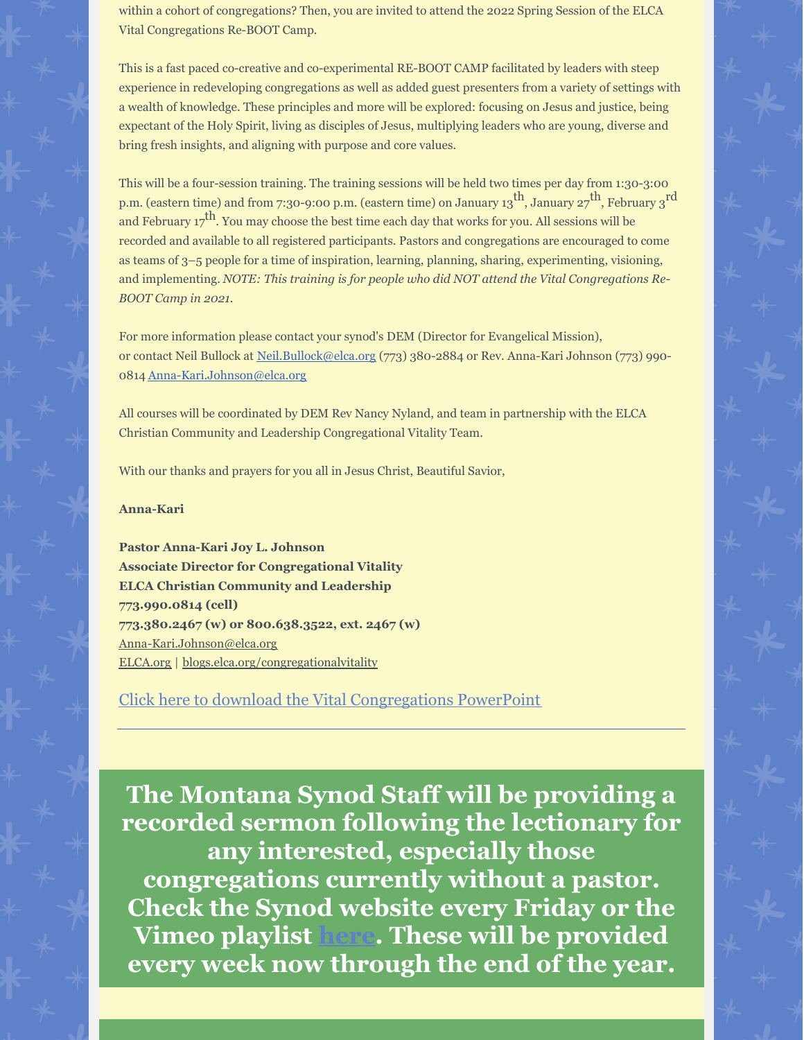within a cohort of congregations? Then, you are invited to attend the 2022 Spring Session of the ELCA Vital Congregations Re-BOOT Camp.

This is a fast paced co-creative and co-experimental RE-BOOT CAMP facilitated by leaders with steep experience in redeveloping congregations as well as added guest presenters from a variety of settings with a wealth of knowledge. These principles and more will be explored: focusing on Jesus and justice, being expectant of the Holy Spirit, living as disciples of Jesus, multiplying leaders who are young, diverse and bring fresh insights, and aligning with purpose and core values.

This will be a four-session training. The training sessions will be held two times per day from 1:30-3:00 p.m. (eastern time) and from 7:30-9:00 p.m. (eastern time) on January 13th, January 27th, February 3rd and February 17th. You may choose the best time each day that works for you. All sessions will be recorded and available to all registered participants. Pastors and congregations are encouraged to come as teams of 3–5 people for a time of inspiration, learning, planning, sharing, experimenting, visioning, and implementing. *NOTE: This training is for people who did NOT attend the Vital Congregations Re-BOOT Camp in 2021.*

For more information please contact your synod's DEM (Director for Evangelical Mission), or contact Neil Bullock at Neil.Bullock@elca.org (773) 380-2884 or Rev. Anna-Kari Johnson (773) 990-0814 Anna-Kari.Johnson@elca.org

All courses will be coordinated by DEM Rev Nancy Nyland, and team in partnership with the ELCA Christian Community and Leadership Congregational Vitality Team.

With our thanks and prayers for you all in Jesus Christ, Beautiful Savior,

**Anna-Kari**

**Pastor Anna-Kari Joy L. Johnson**
**Associate Director for Congregational Vitality**
**ELCA Christian Community and Leadership**
**773.990.0814 (cell)**
**773.380.2467 (w) or 800.638.3522, ext. 2467 (w)**
Anna-Kari.Johnson@elca.org
ELCA.org | blogs.elca.org/congregationalvitality

Click here to download the Vital Congregations PowerPoint

---

## The Montana Synod Staff will be providing a recorded sermon following the lectionary for any interested, especially those congregations currently without a pastor. Check the Synod website every Friday or the Vimeo playlist here. These will be provided every week now through the end of the year.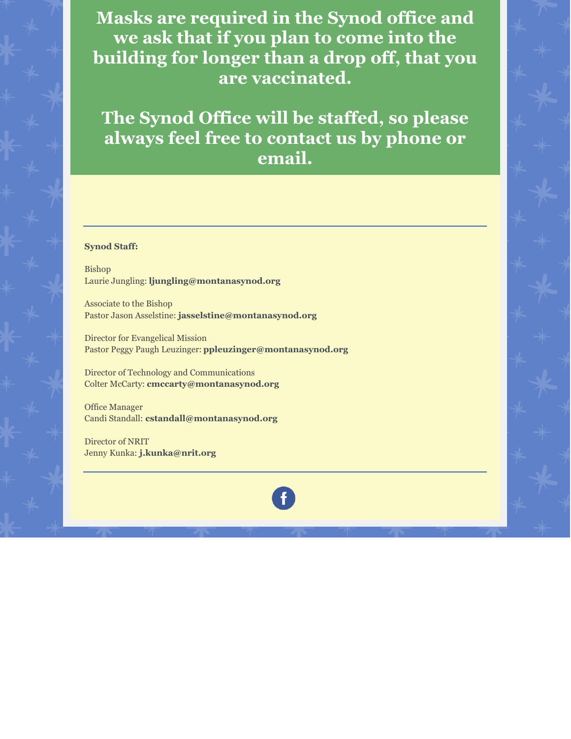**Masks are required in the Synod office and we ask that if you plan to come into the building for longer than a drop off, that you are vaccinated.**

**The Synod Office will be staffed, so please always feel free to contact us by phone or email.**

---

**Synod Staff:**

Bishop
Laurie Jungling: **ljungling@montanasynod.org**

Associate to the Bishop
Pastor Jason Asselstine: **jasselstine@montanasynod.org**

Director for Evangelical Mission
Pastor Peggy Paugh Leuzinger: **ppleuzinger@montanasynod.org**

Director of Technology and Communications
Colter McCarty: **cmccarty@montanasynod.org**

Office Manager
Candi Standall: **cstandall@montanasynod.org**

Director of NRIT
Jenny Kunka: **j.kunka@nrit.org**

---